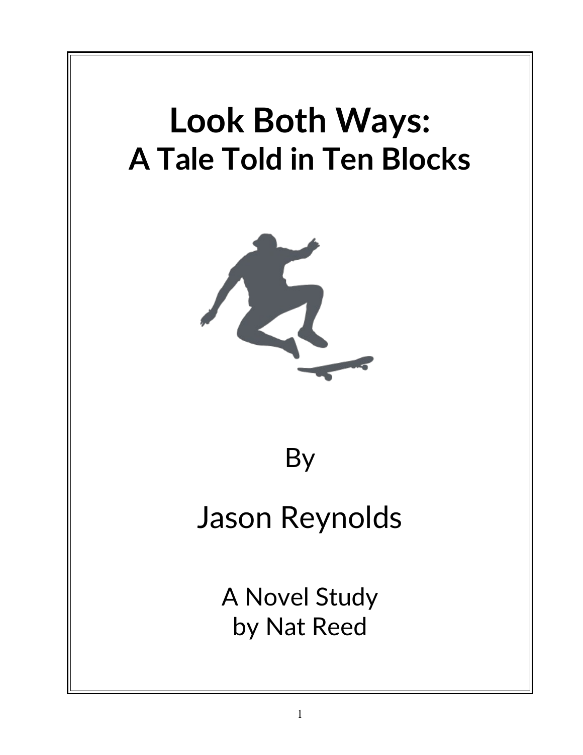# Look Both Ways:
# A Tale Told in Ten Blocks

By

Jason Reynolds

A Novel Study
by Nat Reed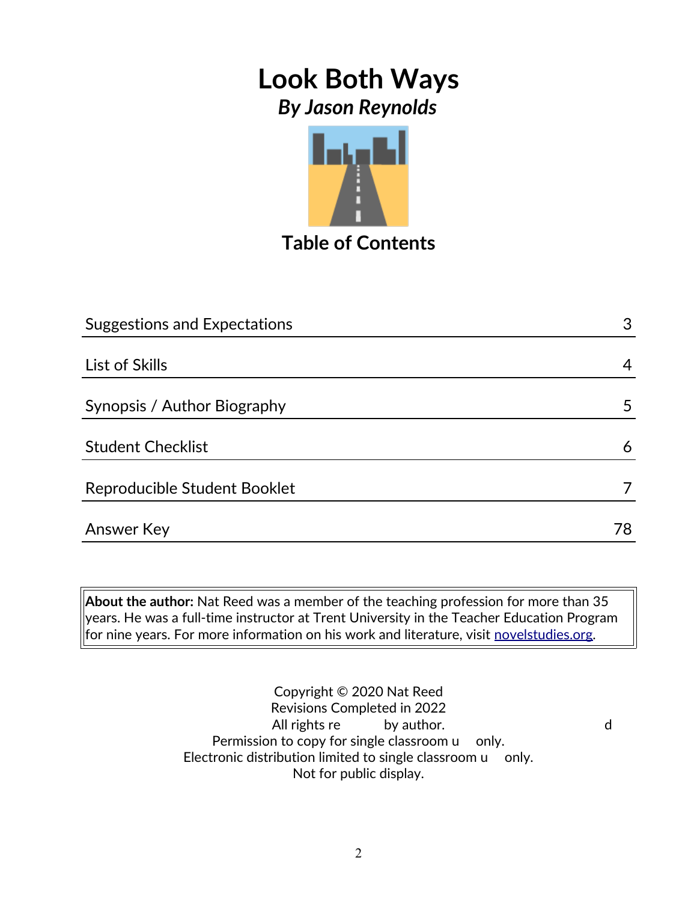# Look Both Ways

## *By Jason Reynolds*

## Table of Contents

| | |
|---|---|
| Suggestions and Expectations | 3 |
| List of Skills | 4 |
| Synopsis / Author Biography | 5 |
| Student Checklist | 6 |
| Reproducible Student Booklet | 7 |
| Answer Key | 78 |

**About the author:** Nat Reed was a member of the teaching profession for more than 35 years. He was a full-time instructor at Trent University in the Teacher Education Program for nine years. For more information on his work and literature, visit novelstudies.org.

Copyright © 2020 Nat Reed
Revisions Completed in 2022
All rights re by author. d
Permission to copy for single classroom u only.
Electronic distribution limited to single classroom u only.
Not for public display.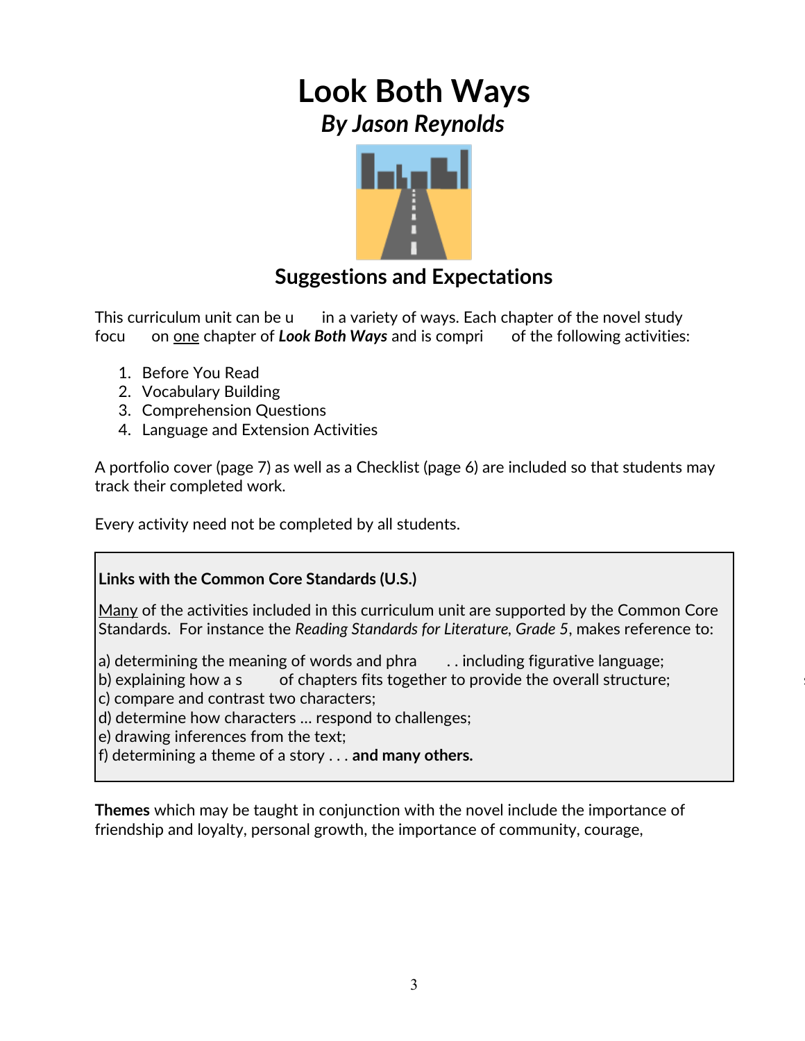# Look Both Ways

## *By Jason Reynolds*

## Suggestions and Expectations

This curriculum unit can be u  in a variety of ways. Each chapter of the novel study focu  on <u>one</u> chapter of ***Look Both Ways*** and is compri  of the following activities:

1. Before You Read
2. Vocabulary Building
3. Comprehension Questions
4. Language and Extension Activities

A portfolio cover (page 7) as well as a Checklist (page 6) are included so that students may track their completed work.

Every activity need not be completed by all students.

**Links with the Common Core Standards (U.S.)**

<u>Many</u> of the activities included in this curriculum unit are supported by the Common Core Standards. For instance the *Reading Standards for Literature, Grade 5*, makes reference to:

a) determining the meaning of words and phra  . . including figurative language;
b) explaining how a s  of chapters fits together to provide the overall structure;
c) compare and contrast two characters;
d) determine how characters … respond to challenges;
e) drawing inferences from the text;
f) determining a theme of a story . . . **and many others.**

**Themes** which may be taught in conjunction with the novel include the importance of friendship and loyalty, personal growth, the importance of community, courage,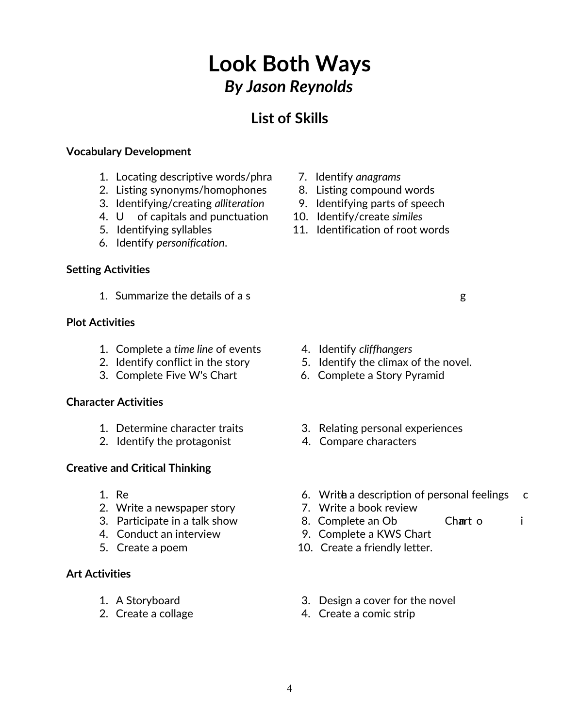# Look Both Ways

## *By Jason Reynolds*

## List of Skills

**Vocabulary Development**

1. Locating descriptive words/phra
2. Listing synonyms/homophones
3. Identifying/creating *alliteration*
4. U of capitals and punctuation
5. Identifying syllables
6. Identify *personification*.
7. Identify *anagrams*
8. Listing compound words
9. Identifying parts of speech
10. Identify/create *similes*
11. Identification of root words

**Setting Activities**

1. Summarize the details of a s g

**Plot Activities**

1. Complete a *time line* of events
2. Identify conflict in the story
3. Complete Five W's Chart
4. Identify *cliffhangers*
5. Identify the climax of the novel.
6. Complete a Story Pyramid

**Character Activities**

1. Determine character traits
2. Identify the protagonist
3. Relating personal experiences
4. Compare characters

**Creative and Critical Thinking**

1. Re
2. Write a newspaper story
3. Participate in a talk show
4. Conduct an interview
5. Create a poem
6. Write a description of personal feelings c
7. Write a book review
8. Complete an Ob Chart o i
9. Complete a KWS Chart
10. Create a friendly letter.

**Art Activities**

1. A Storyboard
2. Create a collage
3. Design a cover for the novel
4. Create a comic strip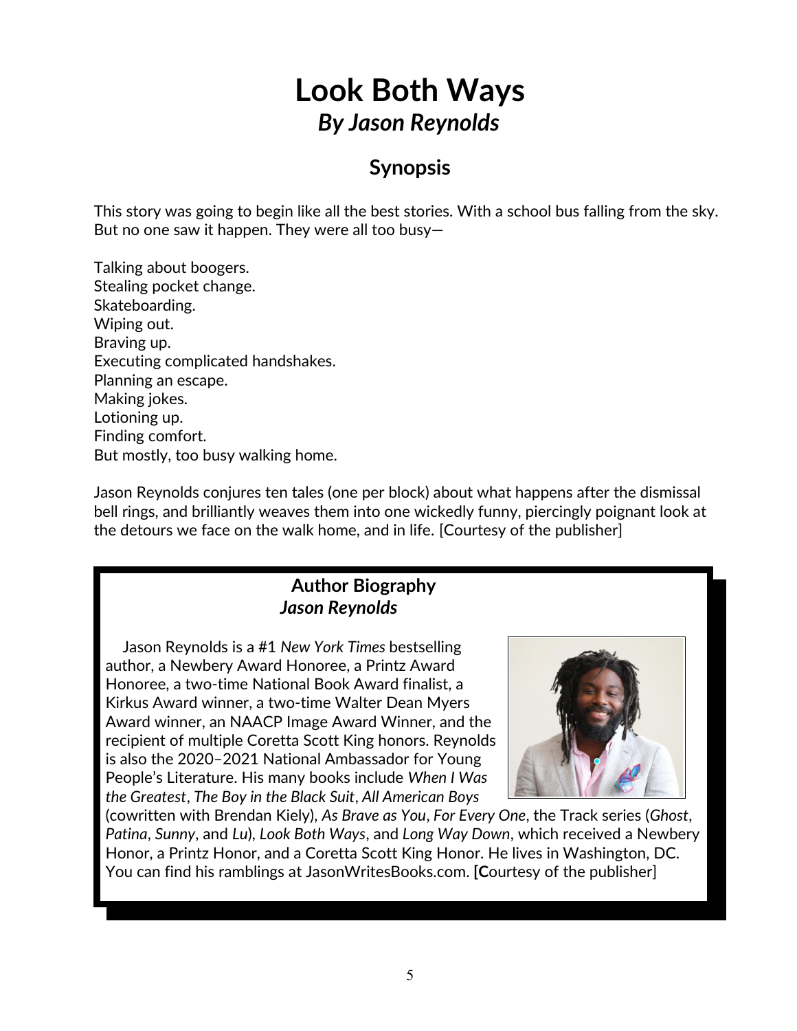# Look Both Ways
## *By Jason Reynolds*

## Synopsis

This story was going to begin like all the best stories. With a school bus falling from the sky. But no one saw it happen. They were all too busy—

Talking about boogers.
Stealing pocket change.
Skateboarding.
Wiping out.
Braving up.
Executing complicated handshakes.
Planning an escape.
Making jokes.
Lotioning up.
Finding comfort.
But mostly, too busy walking home.

Jason Reynolds conjures ten tales (one per block) about what happens after the dismissal bell rings, and brilliantly weaves them into one wickedly funny, piercingly poignant look at the detours we face on the walk home, and in life. [Courtesy of the publisher]

### Author Biography
### *Jason Reynolds*

Jason Reynolds is a #1 *New York Times* bestselling author, a Newbery Award Honoree, a Printz Award Honoree, a two-time National Book Award finalist, a Kirkus Award winner, a two-time Walter Dean Myers Award winner, an NAACP Image Award Winner, and the recipient of multiple Coretta Scott King honors. Reynolds is also the 2020–2021 National Ambassador for Young People's Literature. His many books include *When I Was the Greatest*, *The Boy in the Black Suit*, *All American Boys* (cowritten with Brendan Kiely), *As Brave as You*, *For Every One*, the Track series (*Ghost*, *Patina*, *Sunny*, and *Lu*), *Look Both Ways*, and *Long Way Down*, which received a Newbery Honor, a Printz Honor, and a Coretta Scott King Honor. He lives in Washington, DC. You can find his ramblings at JasonWritesBooks.com. **[C**ourtesy of the publisher]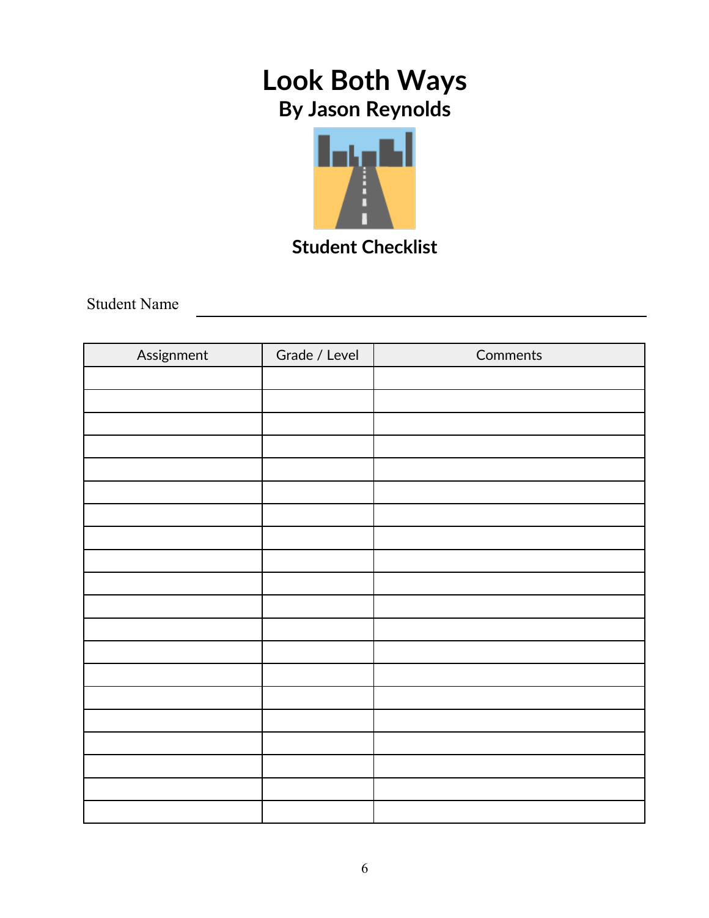# Look Both Ways

## By Jason Reynolds

### Student Checklist

Student Name ______________________________

| Assignment | Grade / Level | Comments |
|---|---|---|
| | | |
| | | |
| | | |
| | | |
| | | |
| | | |
| | | |
| | | |
| | | |
| | | |
| | | |
| | | |
| | | |
| | | |
| | | |
| | | |
| | | |
| | | |
| | | |
| | | |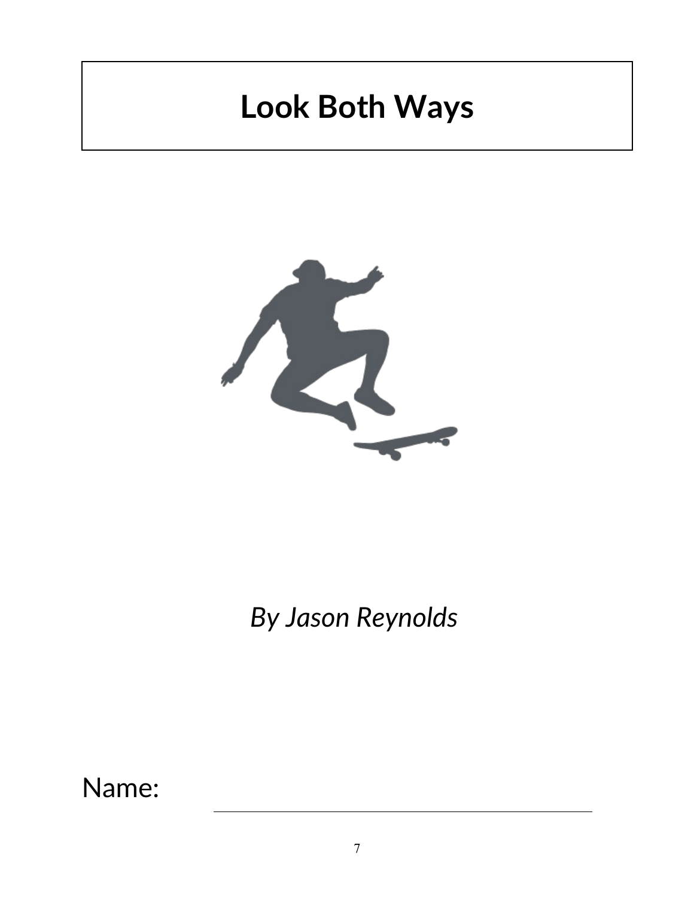# Look Both Ways

*By Jason Reynolds*

Name: ______________________________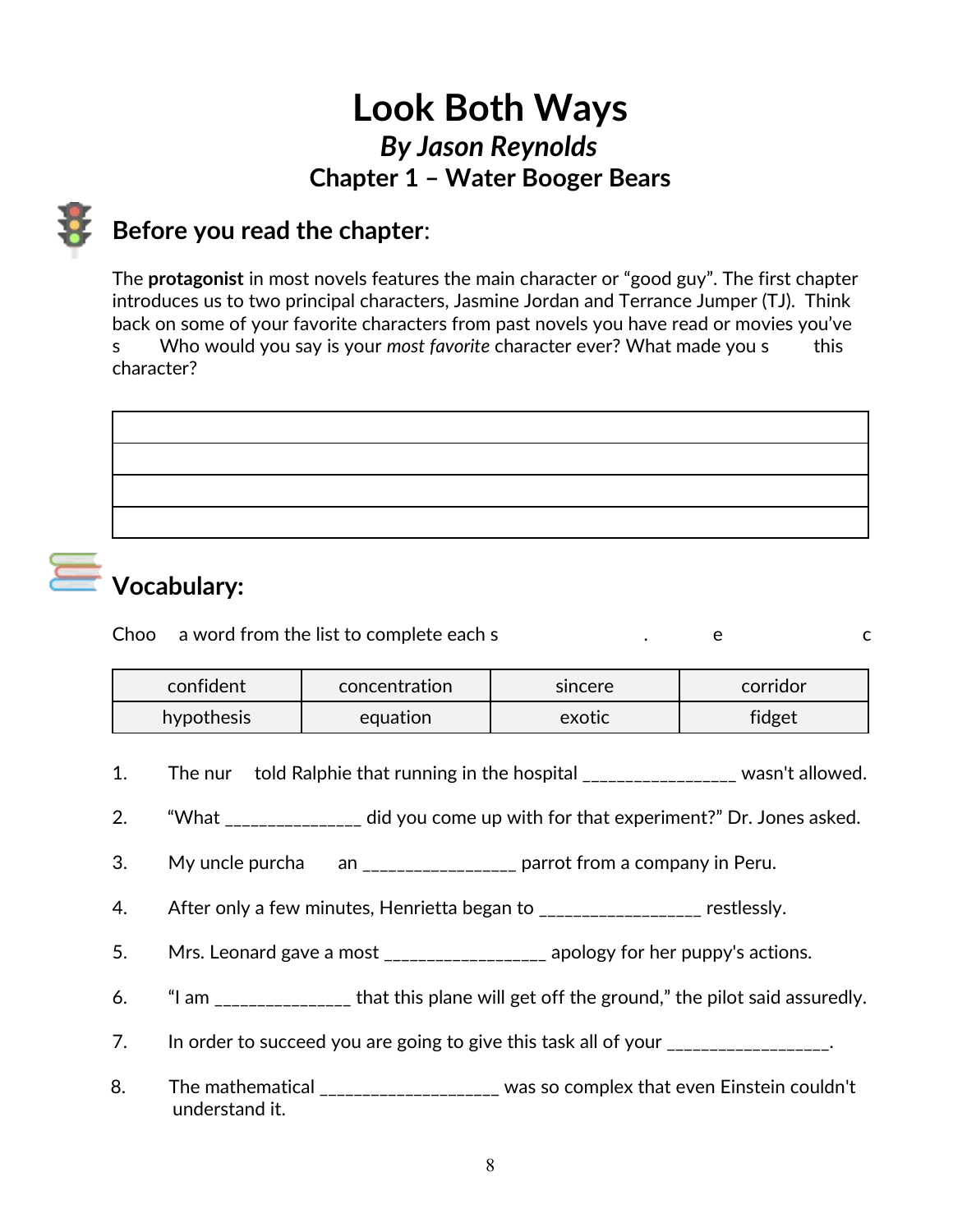# Look Both Ways

### *By Jason Reynolds*

### Chapter 1 – Water Booger Bears

## Before you read the chapter:

The **protagonist** in most novels features the main character or "good guy". The first chapter introduces us to two principal characters, Jasmine Jordan and Terrance Jumper (TJ). Think back on some of your favorite characters from past novels you have read or movies you've s Who would you say is your *most favorite* character ever? What made you s this character?

| |
|---|
| |
| |
| |

## Vocabulary:

Choo a word from the list to complete each s . e c

| confident | concentration | sincere | corridor |
|---|---|---|---|
| hypothesis | equation | exotic | fidget |

1. The nur told Ralphie that running in the hospital ________________ wasn't allowed.
2. "What ______________ did you come up with for that experiment?" Dr. Jones asked.
3. My uncle purcha an ________________ parrot from a company in Peru.
4. After only a few minutes, Henrietta began to _________________ restlessly.
5. Mrs. Leonard gave a most _________________ apology for her puppy's actions.
6. "I am ______________ that this plane will get off the ground," the pilot said assuredly.
7. In order to succeed you are going to give this task all of your _________________.
8. The mathematical __________________ was so complex that even Einstein couldn't understand it.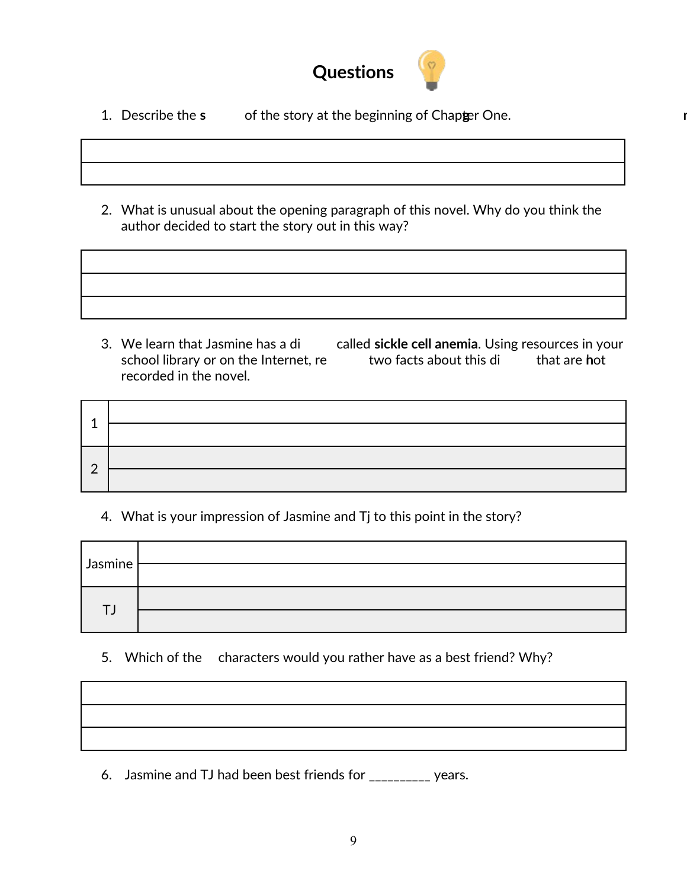# Questions

1. Describe the **s** of the story at the beginning of Chapter One.

| |
|---|
| |
| |

2. What is unusual about the opening paragraph of this novel. Why do you think the author decided to start the story out in this way?

| |
|---|
| |
| |
| |

3. We learn that Jasmine has a di called **sickle cell anemia**. Using resources in your school library or on the Internet, re two facts about this di that are **n**ot recorded in the novel.

| | |
|---|---|
| 1 | |
| | |
| 2 | |
| | |

4. What is your impression of Jasmine and Tj to this point in the story?

| | |
|---|---|
| Jasmine | |
| | |
| TJ | |
| | |

5. Which of the characters would you rather have as a best friend? Why?

| |
|---|
| |
| |
| |

6. Jasmine and TJ had been best friends for _________ years.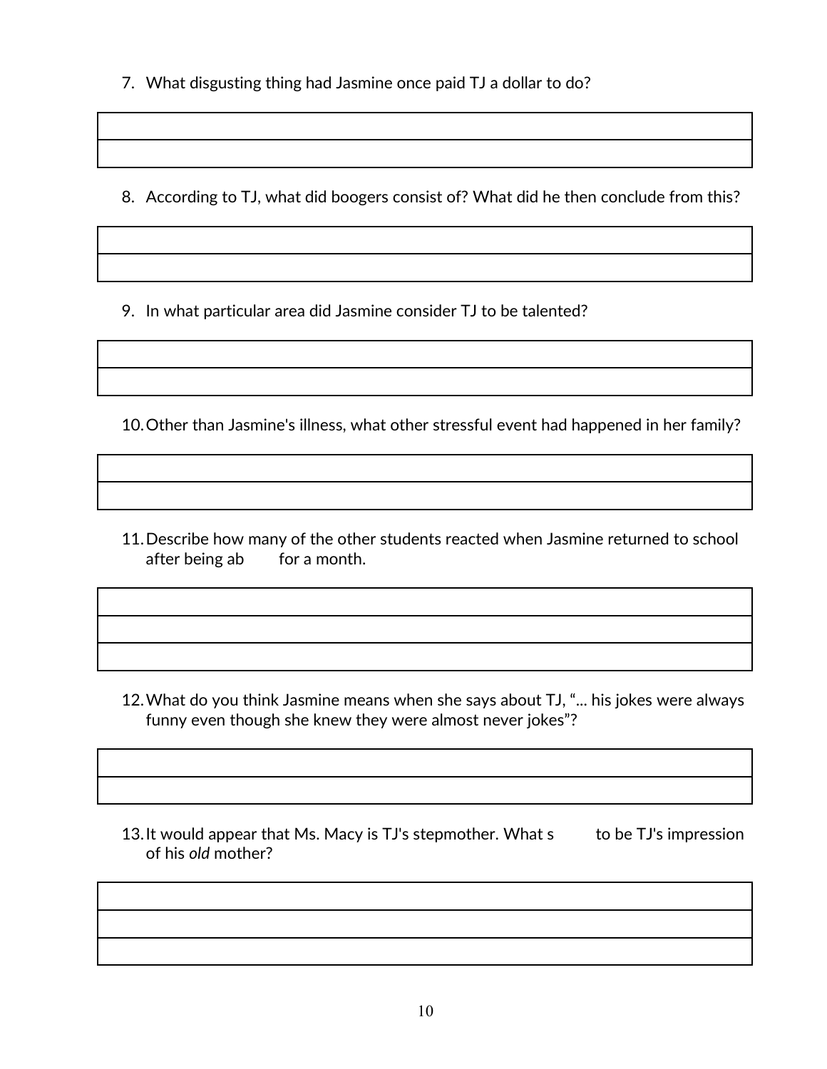7. What disgusting thing had Jasmine once paid TJ a dollar to do?

| |
|---|
| |

8. According to TJ, what did boogers consist of? What did he then conclude from this?

| |
|---|
| |

9. In what particular area did Jasmine consider TJ to be talented?

| |
|---|
| |

10. Other than Jasmine's illness, what other stressful event had happened in her family?

| |
|---|
| |

11. Describe how many of the other students reacted when Jasmine returned to school after being ab for a month.

| |
|---|
| |
| |

12. What do you think Jasmine means when she says about TJ, "... his jokes were always funny even though she knew they were almost never jokes"?

| |
|---|
| |

13. It would appear that Ms. Macy is TJ's stepmother. What s to be TJ's impression of his *old* mother?

| |
|---|
| |
| |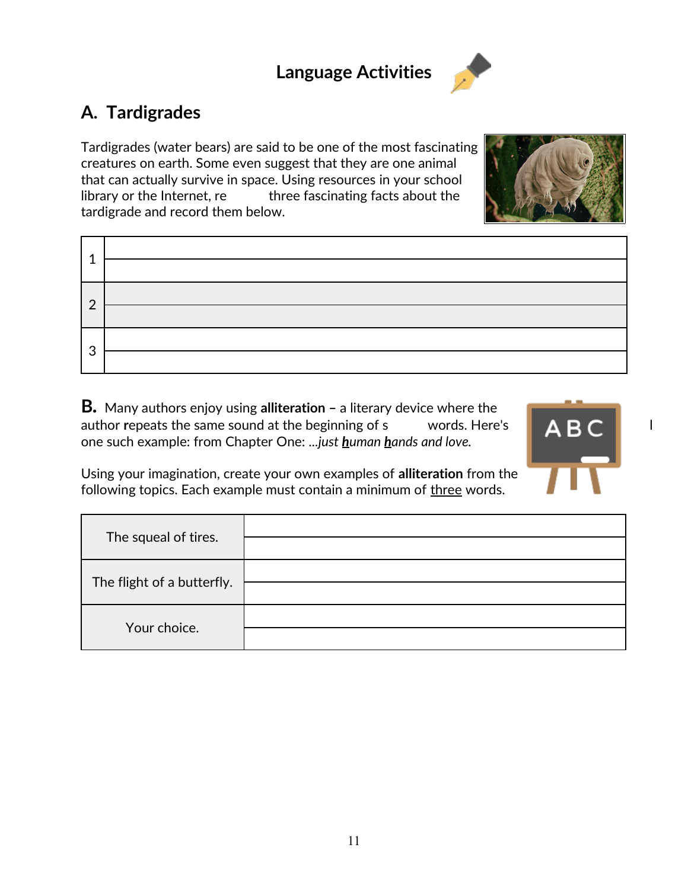## Language Activities

### A. Tardigrades

Tardigrades (water bears) are said to be one of the most fascinating creatures on earth. Some even suggest that they are one animal that can actually survive in space. Using resources in your school library or the Internet, re three fascinating facts about the tardigrade and record them below.

| | |
|---|---|
| 1 | |
| 2 | |
| 3 | |

**B.** Many authors enjoy using **alliteration –** a literary device where the author **r**epeats the same sound at the beginning of s words. Here's one such example: from Chapter One: *...just* ***h****uman* ***h****ands and love.*

Using your imagination, create your own examples of **alliteration** from the following topics. Each example must contain a minimum of <u>three</u> words.

| | |
|---|---|
| The squeal of tires. | |
| The flight of a butterfly. | |
| Your choice. | |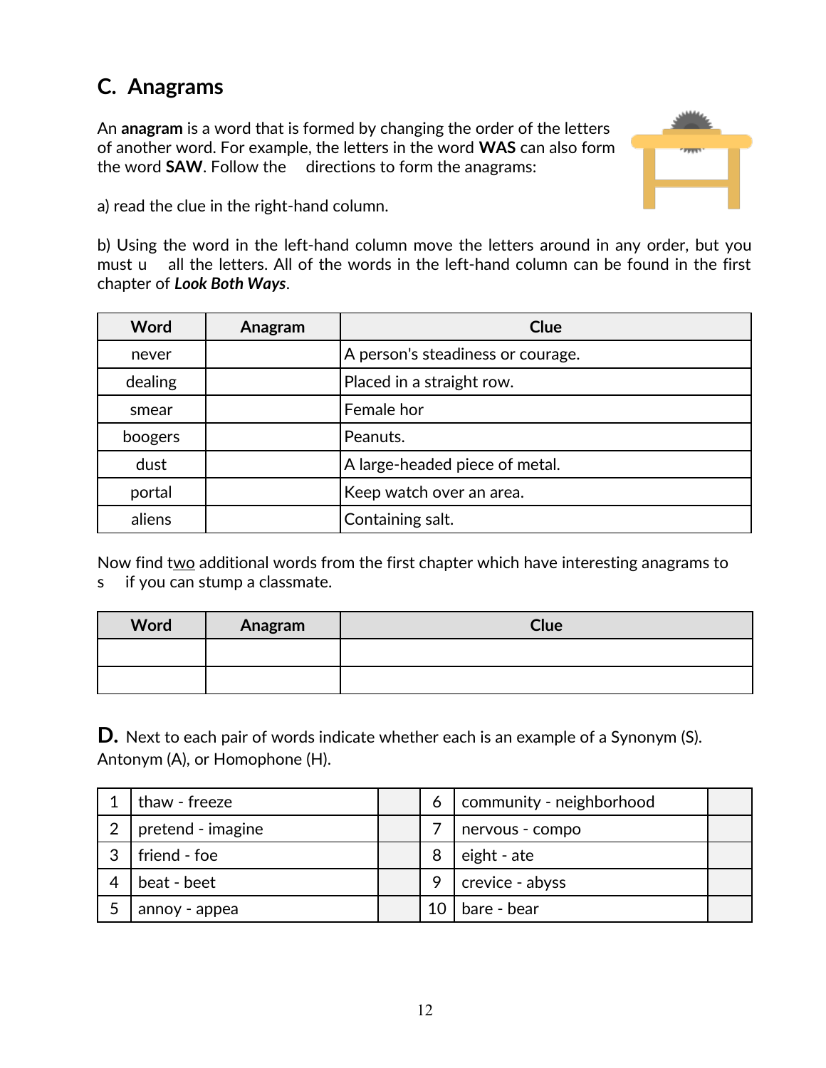## C. Anagrams

An **anagram** is a word that is formed by changing the order of the letters of another word. For example, the letters in the word **WAS** can also form the word **SAW**. Follow the directions to form the anagrams:

a) read the clue in the right-hand column.

b) Using the word in the left-hand column move the letters around in any order, but you must u all the letters. All of the words in the left-hand column can be found in the first chapter of ***Look Both Ways***.

| Word | Anagram | Clue |
|---|---|---|
| never | | A person's steadiness or courage. |
| dealing | | Placed in a straight row. |
| smear | | Female hor |
| boogers | | Peanuts. |
| dust | | A large-headed piece of metal. |
| portal | | Keep watch over an area. |
| aliens | | Containing salt. |

Now find two additional words from the first chapter which have interesting anagrams to s if you can stump a classmate.

| Word | Anagram | Clue |
|---|---|---|
| | | |
| | | |

**D.** Next to each pair of words indicate whether each is an example of a Synonym (S). Antonym (A), or Homophone (H).

| | | | | | |
|---|---|---|---|---|---|
| 1 | thaw - freeze | | 6 | community - neighborhood | |
| 2 | pretend - imagine | | 7 | nervous - compo | |
| 3 | friend - foe | | 8 | eight - ate | |
| 4 | beat - beet | | 9 | crevice - abyss | |
| 5 | annoy - appea | | 10 | bare - bear | |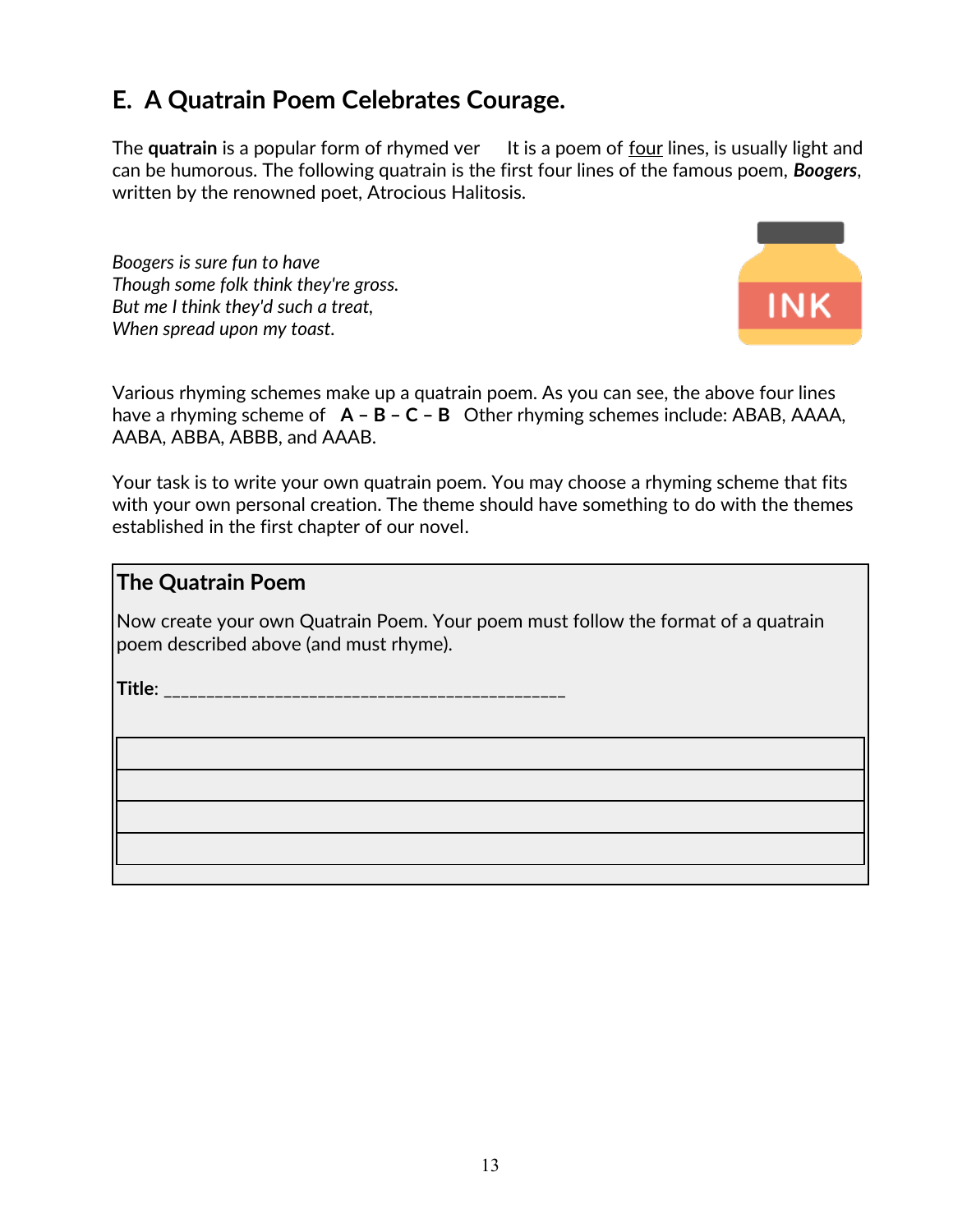## E.  A Quatrain Poem Celebrates Courage.

The **quatrain** is a popular form of rhymed ver     It is a poem of <u>four</u> lines, is usually light and can be humorous. The following quatrain is the first four lines of the famous poem, ***Boogers***, written by the renowned poet, Atrocious Halitosis.

*Boogers is sure fun to have*
*Though some folk think they're gross.*
*But me I think they'd such a treat,*
*When spread upon my toast.*

Various rhyming schemes make up a quatrain poem. As you can see, the above four lines have a rhyming scheme of  **A – B – C – B**  Other rhyming schemes include: ABAB, AAAA, AABA, ABBA, ABBB, and AAAB.

Your task is to write your own quatrain poem. You may choose a rhyming scheme that fits with your own personal creation. The theme should have something to do with the themes established in the first chapter of our novel.

### The Quatrain Poem

Now create your own Quatrain Poem. Your poem must follow the format of a quatrain poem described above (and must rhyme).

**Title**: ______________________________________________

| |
|---|
| |
| |
| |
| |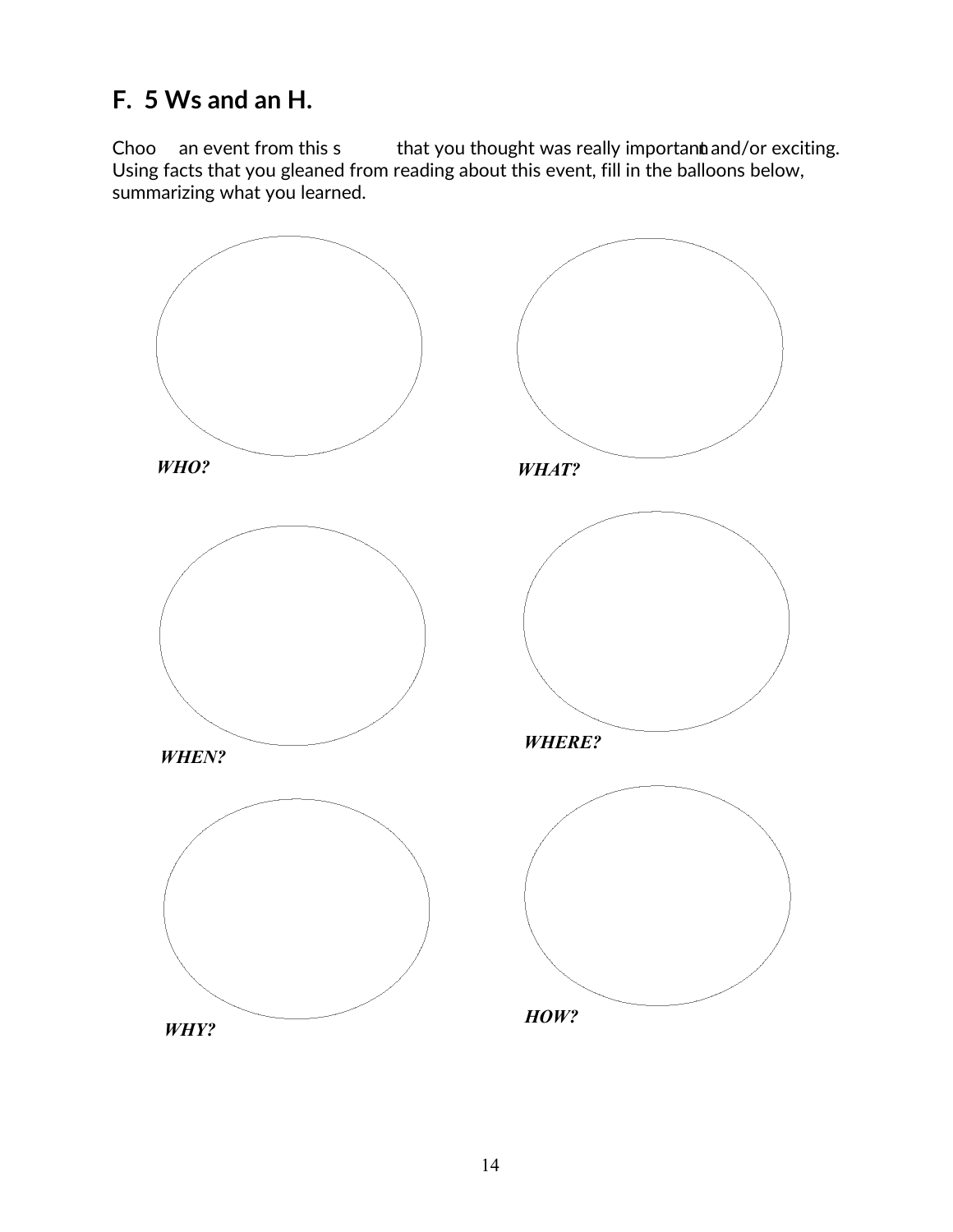## F. 5 Ws and an H.

Choo an event from this s that you thought was really important and/or exciting. Using facts that you gleaned from reading about this event, fill in the balloons below, summarizing what you learned.

***WHO?***

***WHAT?***

***WHEN?***

***WHERE?***

***WHY?***

***HOW?***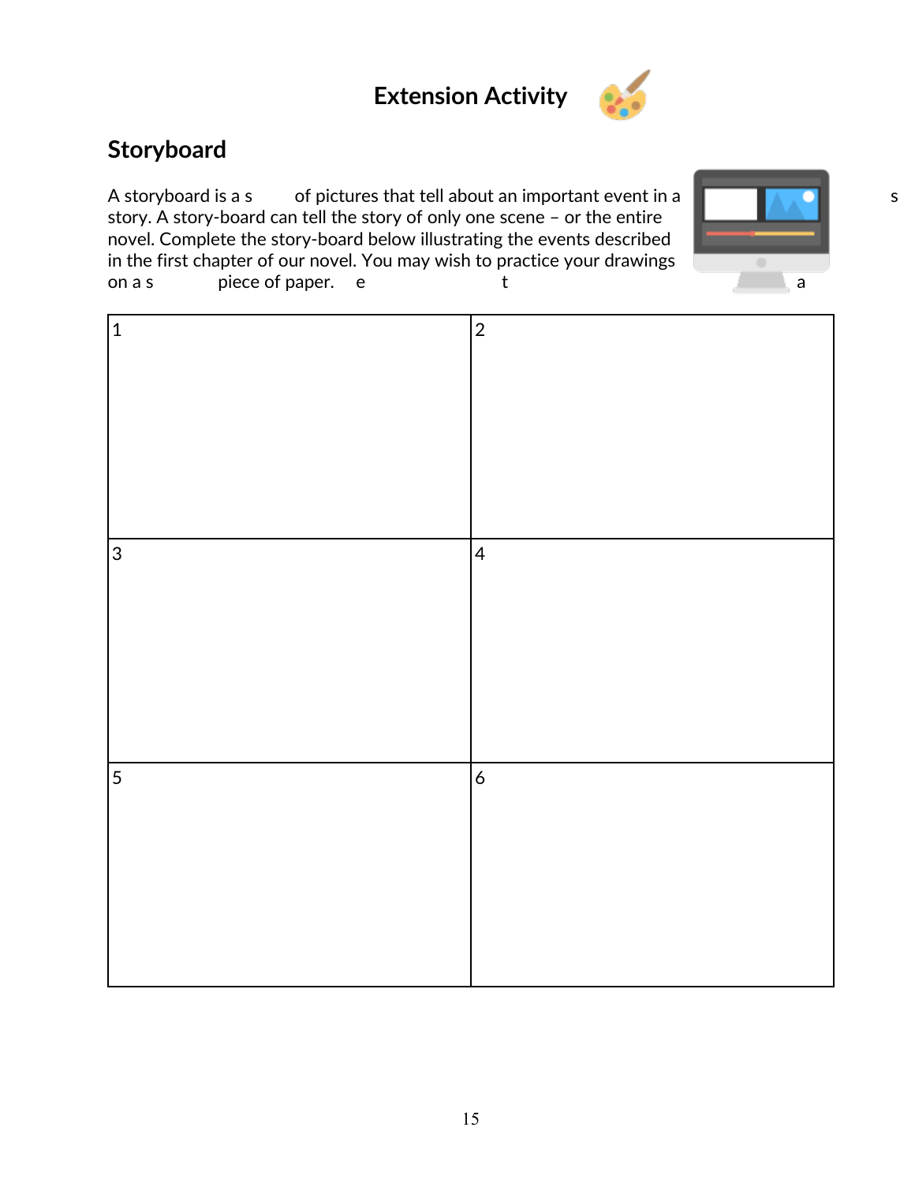# Extension Activity

## Storyboard

A storyboard is a s of pictures that tell about an important event in a s story. A story-board can tell the story of only one scene – or the entire novel. Complete the story-board below illustrating the events described in the first chapter of our novel. You may wish to practice your drawings on a s piece of paper. e t a

| | |
|---|---|
| 1 | 2 |
| 3 | 4 |
| 5 | 6 |